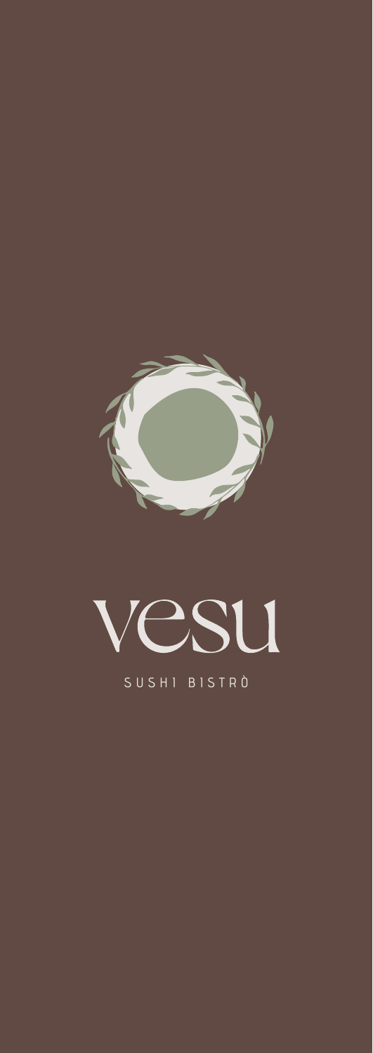# vesu

SUSHI BISTRÒ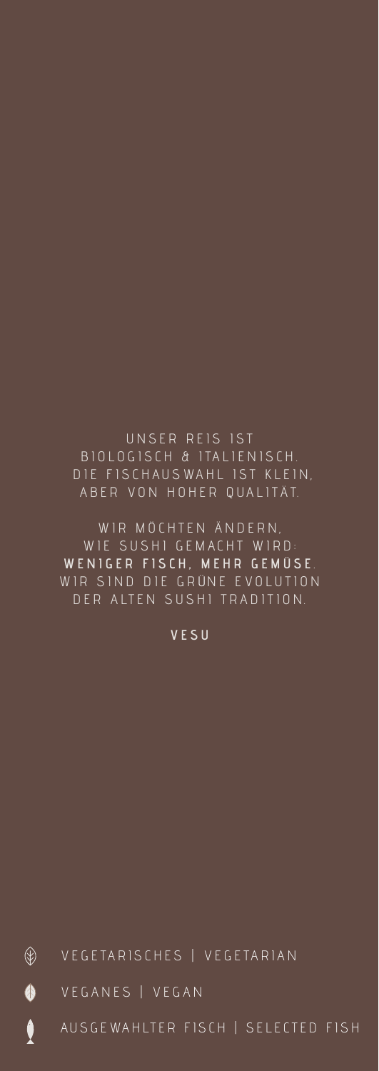UNSER REIS IST
BIOLOGISCH & ITALIENISCH.
DIE FISCHAUSWAHL IST KLEIN,
ABER VON HOHER QUALITÄT.

WIR MÖCHTEN ÄNDERN,
WIE SUSHI GEMACHT WIRD:
**WENIGER FISCH, MEHR GEMÜSE**.
WIR SIND DIE GRÜNE EVOLUTION
DER ALTEN SUSHI TRADITION.

**VESU**

VEGETARISCHES | VEGETARIAN

VEGANES | VEGAN

AUSGEWAHLTER FISCH | SELECTED FISH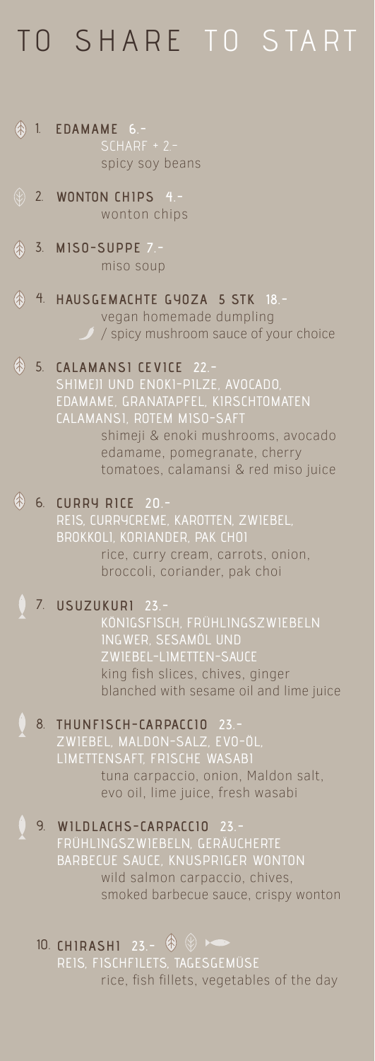# TO SHARE TO START

1. **EDAMAME** 6.-
   SCHARF + 2.-
   spicy soy beans

2. **WONTON CHIPS** 4.-
   wonton chips

3. **MISO-SUPPE** 7.-
   miso soup

4. **HAUSGEMACHTE GYOZA 5 STK** 18.-
   vegan homemade dumpling
   / spicy mushroom sauce of your choice

5. **CALAMANSI CEVICE** 22.-
   SHIMEJI UND ENOKI-PILZE, AVOCADO, EDAMAME, GRANATAPFEL, KIRSCHTOMATEN CALAMANSI, ROTEM MISO-SAFT
   shimeji & enoki mushrooms, avocado edamame, pomegranate, cherry tomatoes, calamansi & red miso juice

6. **CURRY RICE** 20.-
   REIS, CURRYCREME, KAROTTEN, ZWIEBEL, BROKKOLI, KORIANDER, PAK CHOI
   rice, curry cream, carrots, onion, broccoli, coriander, pak choi

7. **USUZUKURI** 23.-
   KÖNIGSFISCH, FRÜHLINGSZWIEBELN INGWER, SESAMÖL UND ZWIEBEL-LIMETTEN-SAUCE
   king fish slices, chives, ginger blanched with sesame oil and lime juice

8. **THUNFISCH-CARPACCIO** 23.-
   ZWIEBEL, MALDON-SALZ, EVO-ÖL, LIMETTENSAFT, FRISCHE WASABI
   tuna carpaccio, onion, Maldon salt, evo oil, lime juice, fresh wasabi

9. **WILDLACHS-CARPACCIO** 23.-
   FRÜHLINGSZWIEBELN, GERÄUCHERTE BARBECUE SAUCE, KNUSPRIGER WONTON
   wild salmon carpaccio, chives, smoked barbecue sauce, crispy wonton

10. **CHIRASHI** 23.-
    REIS, FISCHFILETS, TAGESGEMÜSE
    rice, fish fillets, vegetables of the day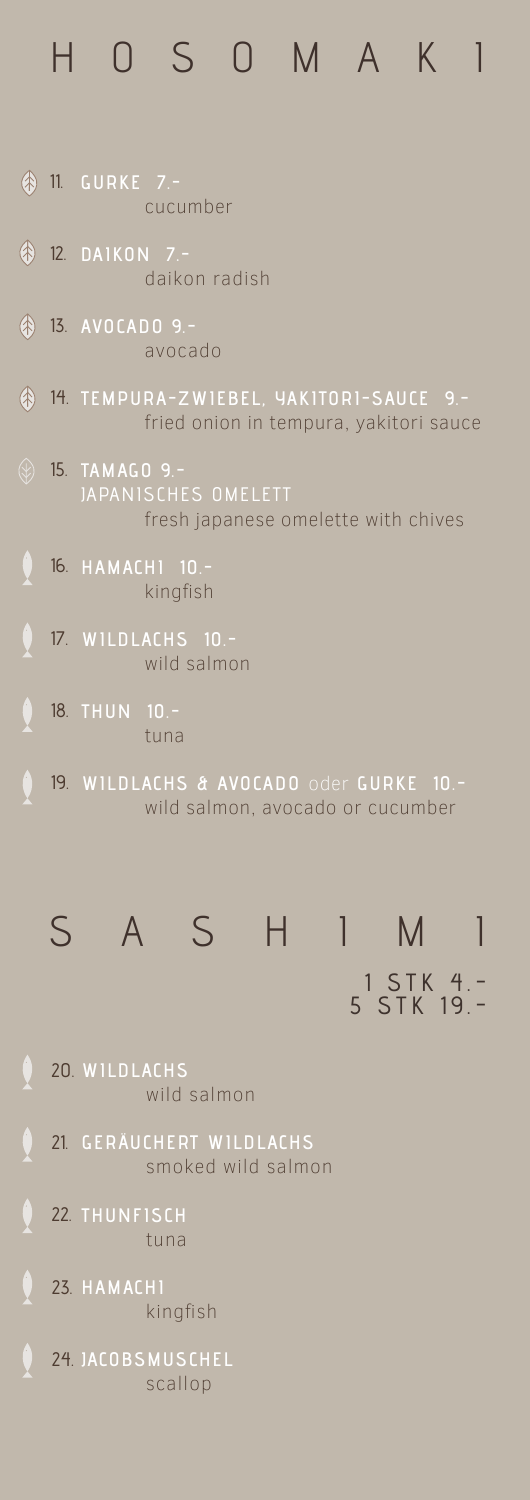# HOSOMAKI

11. **GURKE 7.-**
    cucumber

12. **DAIKON 7.-**
    daikon radish

13. **AVOCADO 9.-**
    avocado

14. **TEMPURA-ZWIEBEL, YAKITORI-SAUCE 9.-**
    fried onion in tempura, yakitori sauce

15. **TAMAGO 9.-**
    JAPANISCHES OMELETT
    fresh japanese omelette with chives

16. **HAMACHI 10.-**
    kingfish

17. **WILDLACHS 10.-**
    wild salmon

18. **THUN 10.-**
    tuna

19. **WILDLACHS & AVOCADO** oder **GURKE 10.-**
    wild salmon, avocado or cucumber

# SASHIMI

1 STK 4.-
5 STK 19.-

20. **WILDLACHS**
    wild salmon

21. **GERÄUCHERT WILDLACHS**
    smoked wild salmon

22. **THUNFISCH**
    tuna

23. **HAMACHI**
    kingfish

24. **JACOBSMUSCHEL**
    scallop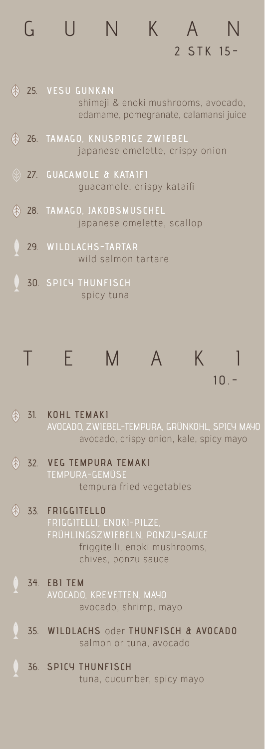# GUNKAN

2 STK 15.-

25. **VESU GUNKAN**
    shimeji & enoki mushrooms, avocado, edamame, pomegranate, calamansi juice

26. **TAMAGO, KNUSPRIGE ZWIEBEL**
    japanese omelette, crispy onion

27. **GUACAMOLE & KATAIFI**
    guacamole, crispy kataifi

28. **TAMAGO, JAKOBSMUSCHEL**
    japanese omelette, scallop

29. **WILDLACHS-TARTAR**
    wild salmon tartare

30. **SPICY THUNFISCH**
    spicy tuna

# TEMAKI

10.-

31. **KOHL TEMAKI**
    AVOCADO, ZWIEBEL-TEMPURA, GRÜNKOHL, SPICY MAYO
    avocado, crispy onion, kale, spicy mayo

32. **VEG TEMPURA TEMAKI**
    TEMPURA-GEMÜSE
    tempura fried vegetables

33. **FRIGGITELLO**
    FRIGGITELLI, ENOKI-PILZE, FRÜHLINGSZWIEBELN, PONZU-SAUCE
    friggitelli, enoki mushrooms, chives, ponzu sauce

34. **EBI TEM**
    AVOCADO, KREVETTEN, MAYO
    avocado, shrimp, mayo

35. **WILDLACHS** oder **THUNFISCH & AVOCADO**
    salmon or tuna, avocado

36. **SPICY THUNFISCH**
    tuna, cucumber, spicy mayo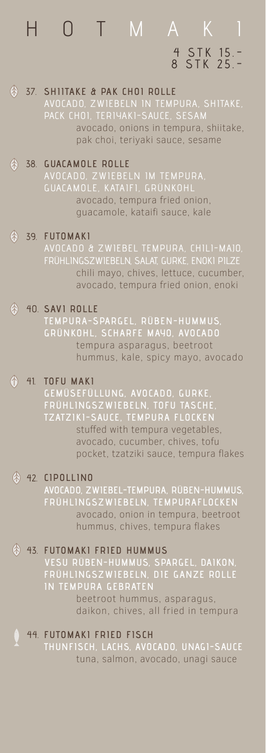# HOT MAKI

4 STK 15.-
8 STK 25.-

**37. SHIITAKE & PAK CHOI ROLLE**
AVOCADO, ZWIEBELN IN TEMPURA, SHITAKE, PACK CHOI, TERIYAKI-SAUCE, SESAM
avocado, onions in tempura, shiitake, pak choi, teriyaki sauce, sesame

**38. GUACAMOLE ROLLE**
AVOCADO, ZWIEBELN IM TEMPURA, GUACAMOLE, KATAIFI, GRÜNKOHL
avocado, tempura fried onion, guacamole, kataifi sauce, kale

**39. FUTOMAKI**
AVOCADO & ZWIEBEL TEMPURA, CHILI-MAJO, FRÜHLINGSZWIEBELN, SALAT, GURKE, ENOKI PILZE
chili mayo, chives, lettuce, cucumber, avocado, tempura fried onion, enoki

**40. SAVI ROLLE**
TEMPURA-SPARGEL, RÜBEN-HUMMUS, GRÜNKOHL, SCHARFE MAYO, AVOCADO
tempura asparagus, beetroot hummus, kale, spicy mayo, avocado

**41. TOFU MAKI**
GEMÜSEFÜLLUNG, AVOCADO, GURKE, FRÜHLINGSZWIEBELN, TOFU TASCHE, TZATZIKI-SAUCE, TEMPURA FLOCKEN
stuffed with tempura vegetables, avocado, cucumber, chives, tofu pocket, tzatziki sauce, tempura flakes

**42. CIPOLLINO**
AVOCADO, ZWIEBEL-TEMPURA, RÜBEN-HUMMUS, FRÜHLINGSZWIEBELN, TEMPURAFLOCKEN
avocado, onion in tempura, beetroot hummus, chives, tempura flakes

**43. FUTOMAKI FRIED HUMMUS**
VESU RÜBEN-HUMMUS, SPARGEL, DAIKON, FRÜHLINGSZWIEBELN, DIE GANZE ROLLE IN TEMPURA GEBRATEN
beetroot hummus, asparagus, daikon, chives, all fried in tempura

**44. FUTOMAKI FRIED FISCH**
THUNFISCH, LACHS, AVOCADO, UNAGI-SAUCE
tuna, salmon, avocado, unagi sauce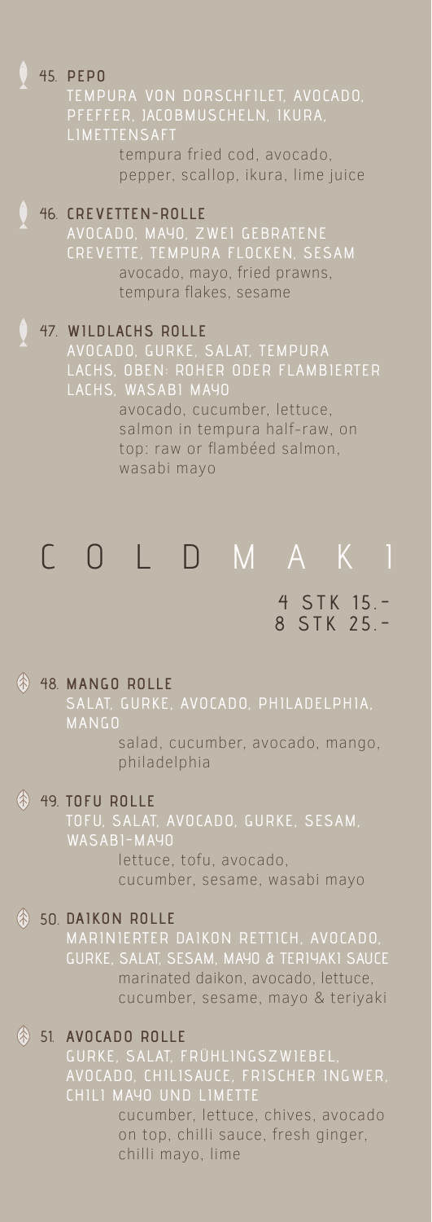**45. PEPO**

TEMPURA VON DORSCHFILET, AVOCADO, PFEFFER, JACOBMUSCHELN, IKURA, LIMETTENSAFT

tempura fried cod, avocado, pepper, scallop, ikura, lime juice

**46. CREVETTEN-ROLLE**

AVOCADO, MAYO, ZWEI GEBRATENE CREVETTE, TEMPURA FLOCKEN, SESAM

avocado, mayo, fried prawns, tempura flakes, sesame

**47. WILDLACHS ROLLE**

AVOCADO, GURKE, SALAT, TEMPURA LACHS, OBEN: ROHER ODER FLAMBIERTER LACHS, WASABI MAYO

avocado, cucumber, lettuce, salmon in tempura half-raw, on top: raw or flambéed salmon, wasabi mayo

# C O L D M A K I

4 STK 15.-
8 STK 25.-

**48. MANGO ROLLE**

SALAT, GURKE, AVOCADO, PHILADELPHIA, MANGO

salad, cucumber, avocado, mango, philadelphia

**49. TOFU ROLLE**

TOFU, SALAT, AVOCADO, GURKE, SESAM, WASABI-MAYO

lettuce, tofu, avocado, cucumber, sesame, wasabi mayo

**50. DAIKON ROLLE**

MARINIERTER DAIKON RETTICH, AVOCADO, GURKE, SALAT, SESAM, MAYO & TERIYAKI SAUCE

marinated daikon, avocado, lettuce, cucumber, sesame, mayo & teriyaki

**51. AVOCADO ROLLE**

GURKE, SALAT, FRÜHLINGSZWIEBEL, AVOCADO, CHILISAUCE, FRISCHER INGWER, CHILI MAYO UND LIMETTE

cucumber, lettuce, chives, avocado on top, chilli sauce, fresh ginger, chilli mayo, lime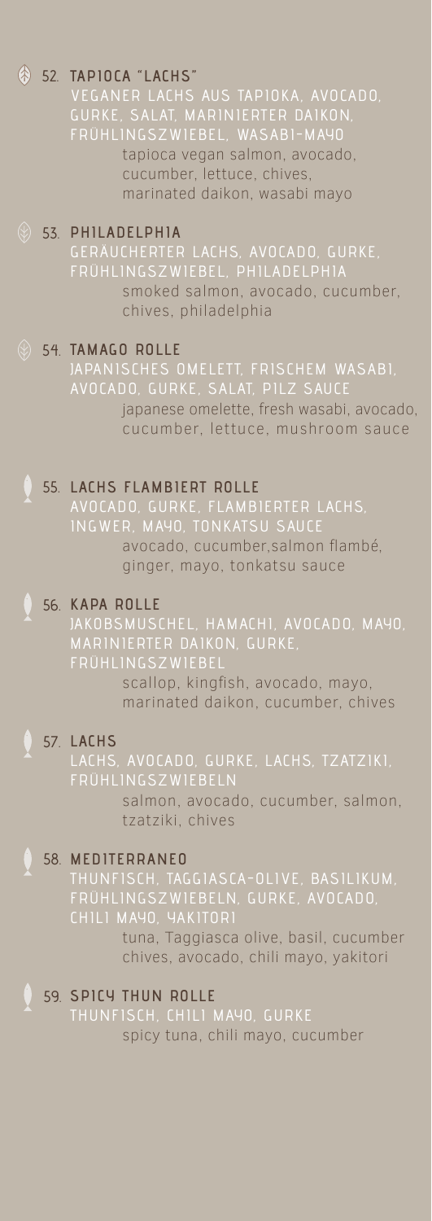### 52. TAPIOCA "LACHS"

VEGANER LACHS AUS TAPIOKA, AVOCADO, GURKE, SALAT, MARINIERTER DAIKON, FRÜHLINGSZWIEBEL, WASABI-MAYO

tapioca vegan salmon, avocado, cucumber, lettuce, chives, marinated daikon, wasabi mayo

### 53. PHILADELPHIA

GERÄUCHERTER LACHS, AVOCADO, GURKE, FRÜHLINGSZWIEBEL, PHILADELPHIA

smoked salmon, avocado, cucumber, chives, philadelphia

### 54. TAMAGO ROLLE

JAPANISCHES OMELETT, FRISCHEM WASABI, AVOCADO, GURKE, SALAT, PILZ SAUCE

japanese omelette, fresh wasabi, avocado, cucumber, lettuce, mushroom sauce

### 55. LACHS FLAMBIERT ROLLE

AVOCADO, GURKE, FLAMBIERTER LACHS, INGWER, MAYO, TONKATSU SAUCE

avocado, cucumber,salmon flambé, ginger, mayo, tonkatsu sauce

### 56. KAPA ROLLE

JAKOBSMUSCHEL, HAMACHI, AVOCADO, MAYO, MARINIERTER DAIKON, GURKE, FRÜHLINGSZWIEBEL

scallop, kingfish, avocado, mayo, marinated daikon, cucumber, chives

### 57. LACHS

LACHS, AVOCADO, GURKE, LACHS, TZATZIKI, FRÜHLINGSZWIEBELN

salmon, avocado, cucumber, salmon, tzatziki, chives

### 58. MEDITERRANEO

THUNFISCH, TAGGIASCA-OLIVE, BASILIKUM, FRÜHLINGSZWIEBELN, GURKE, AVOCADO, CHILI MAYO, YAKITORI

tuna, Taggiasca olive, basil, cucumber chives, avocado, chili mayo, yakitori

### 59. SPICY THUN ROLLE

THUNFISCH, CHILI MAYO, GURKE

spicy tuna, chili mayo, cucumber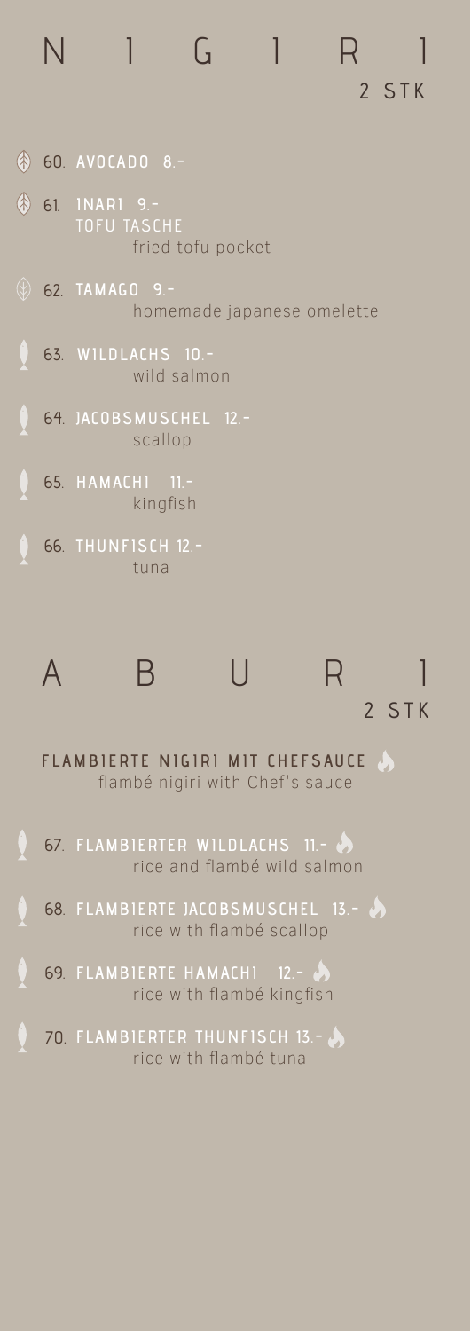# NIGIRI

2 STK

60. **AVOCADO 8.-**

61. **INARI 9.-**
    TOFU TASCHE
    fried tofu pocket

62. **TAMAGO 9.-**
    homemade japanese omelette

63. **WILDLACHS 10.-**
    wild salmon

64. **JACOBSMUSCHEL 12.-**
    scallop

65. **HAMACHI 11.-**
    kingfish

66. **THUNFISCH 12.-**
    tuna

# ABURI

2 STK

**FLAMBIERTE NIGIRI MIT CHEFSAUCE**
flambé nigiri with Chef's sauce

67. **FLAMBIERTER WILDLACHS 11.-**
    rice and flambé wild salmon

68. **FLAMBIERTE JACOBSMUSCHEL 13.-**
    rice with flambé scallop

69. **FLAMBIERTE HAMACHI 12.-**
    rice with flambé kingfish

70. **FLAMBIERTER THUNFISCH 13.-**
    rice with flambé tuna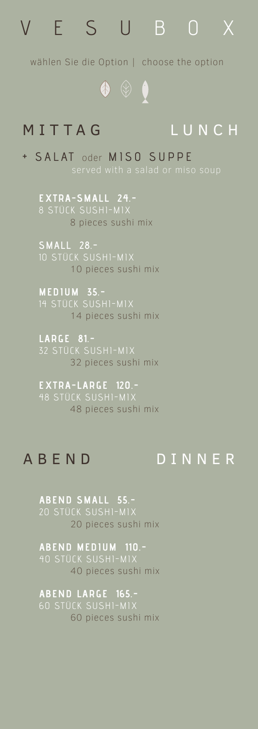# V E S U B O X

wählen Sie die Option | choose the option

## MITTAG LUNCH

+ SALAT oder MISO SUPPE
served with a salad or miso soup

**EXTRA-SMALL 24.-**
8 STÜCK SUSHI-MIX
8 pieces sushi mix

**SMALL 28.-**
10 STÜCK SUSHI-MIX
10 pieces sushi mix

**MEDIUM 35.-**
14 STÜCK SUSHI-MIX
14 pieces sushi mix

**LARGE 81.-**
32 STÜCK SUSHI-MIX
32 pieces sushi mix

**EXTRA-LARGE 120.-**
48 STÜCK SUSHI-MIX
48 pieces sushi mix

## ABEND DINNER

**ABEND SMALL 55.-**
20 STÜCK SUSHI-MIX
20 pieces sushi mix

**ABEND MEDIUM 110.-**
40 STÜCK SUSHI-MIX
40 pieces sushi mix

**ABEND LARGE 165.-**
60 STÜCK SUSHI-MIX
60 pieces sushi mix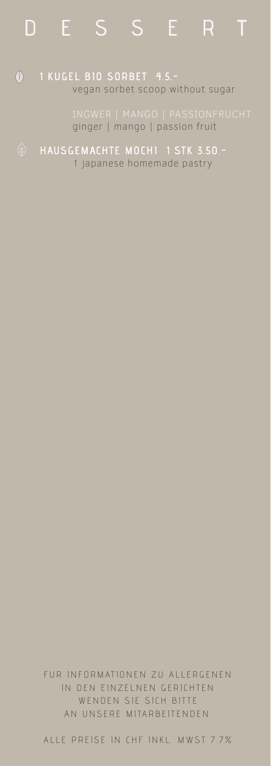# D E S S E R T

**1 KUGEL BIO SORBET 4.5.-**
vegan sorbet scoop without sugar

INGWER | MANGO | PASSIONFRUCHT
ginger | mango | passion fruit

**HAUSGEMACHTE MOCHI 1 STK 3.50.-**
1 japanese homemade pastry

FUR INFORMATIONEN ZU ALLERGENEN
IN DEN EINZELNEN GERICHTEN
WENDEN SIE SICH BITTE
AN UNSERE MITARBEITENDEN.

ALLE PREISE IN CHF INKL. MWST 7.7%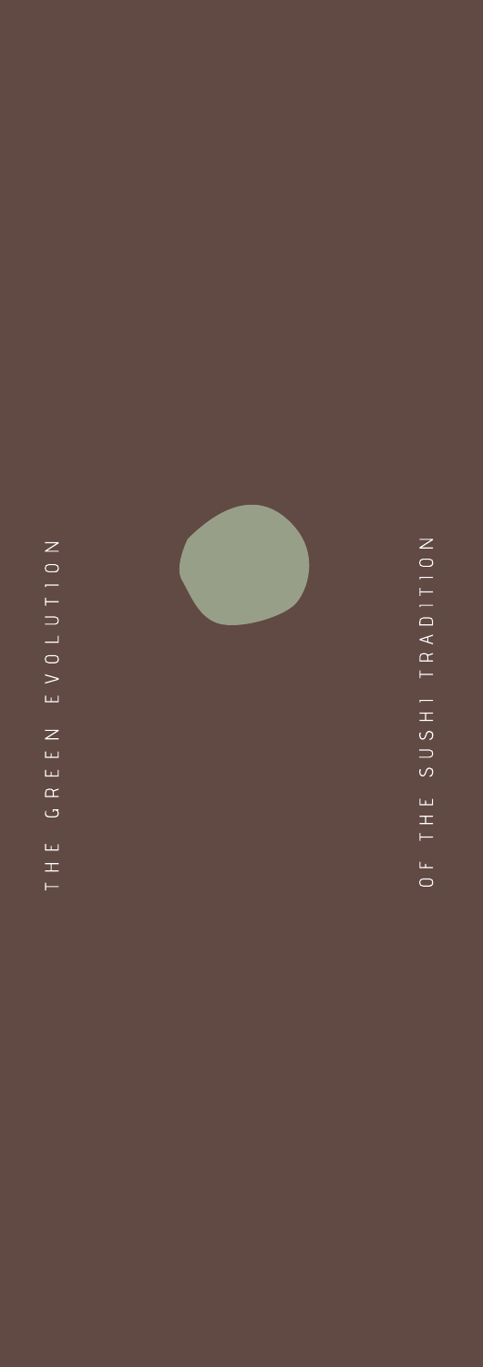THE GREEN EVOLUTION

OF THE SUSHI TRADITION